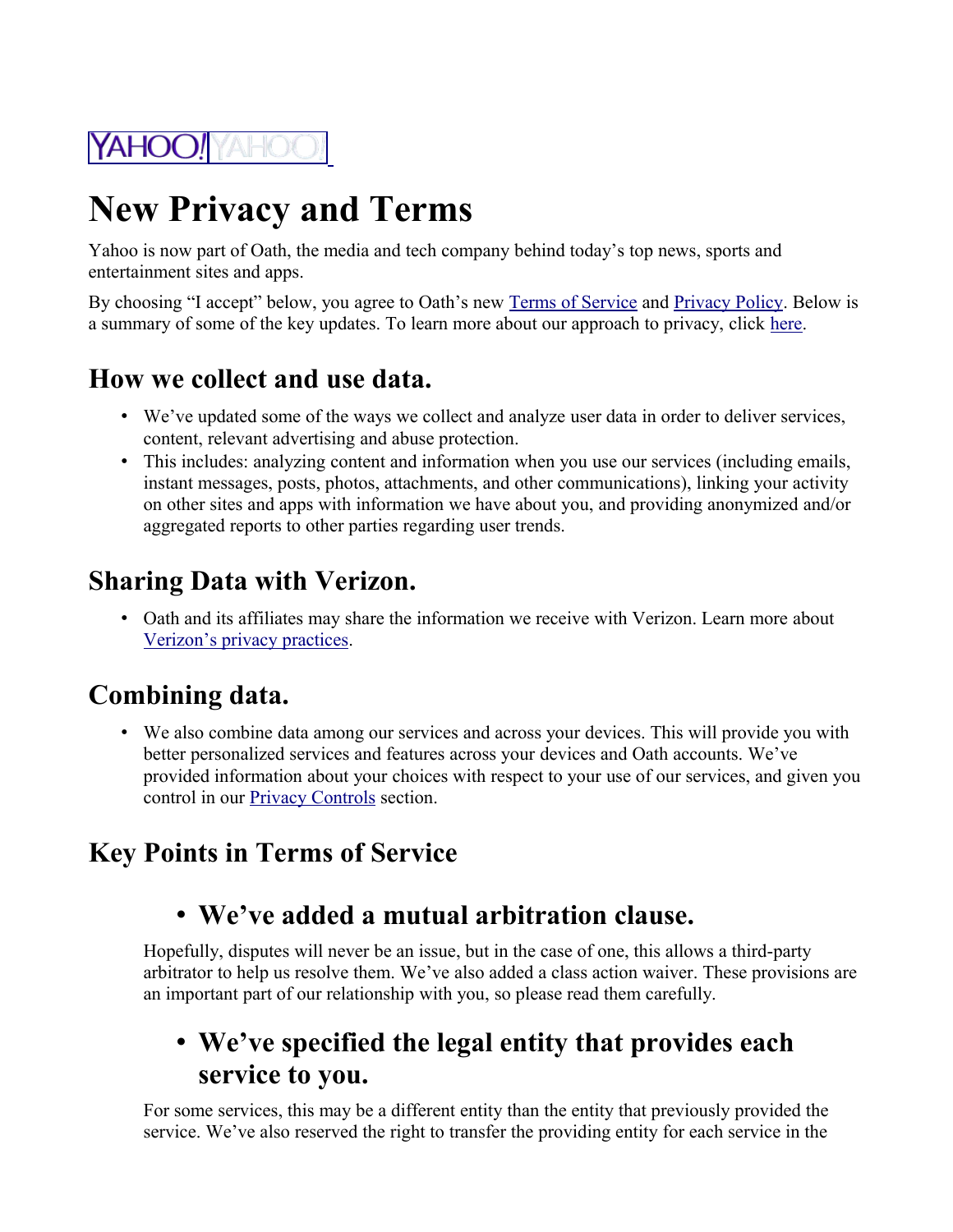YAHOO!

# New Privacy and Terms

Yahoo is now part of Oath, the media and tech company behind today's top news, sports and entertainment sites and apps.

By choosing "I accept" below, you agree to Oath's new Terms of Service and Privacy Policy. Below is a summary of some of the key updates. To learn more about our approach to privacy, click here.

## How we collect and use data.

- We've updated some of the ways we collect and analyze user data in order to deliver services, content, relevant advertising and abuse protection.
- This includes: analyzing content and information when you use our services (including emails, instant messages, posts, photos, attachments, and other communications), linking your activity on other sites and apps with information we have about you, and providing anonymized and/or aggregated reports to other parties regarding user trends.

## Sharing Data with Verizon.

- Oath and its affiliates may share the information we receive with Verizon. Learn more about Verizon's privacy practices.

## Combining data.

- We also combine data among our services and across your devices. This will provide you with better personalized services and features across your devices and Oath accounts. We've provided information about your choices with respect to your use of our services, and given you control in our Privacy Controls section.

## Key Points in Terms of Service

### • We've added a mutual arbitration clause.

Hopefully, disputes will never be an issue, but in the case of one, this allows a third-party arbitrator to help us resolve them. We've also added a class action waiver. These provisions are an important part of our relationship with you, so please read them carefully.

### • We've specified the legal entity that provides each service to you.

For some services, this may be a different entity than the entity that previously provided the service. We've also reserved the right to transfer the providing entity for each service in the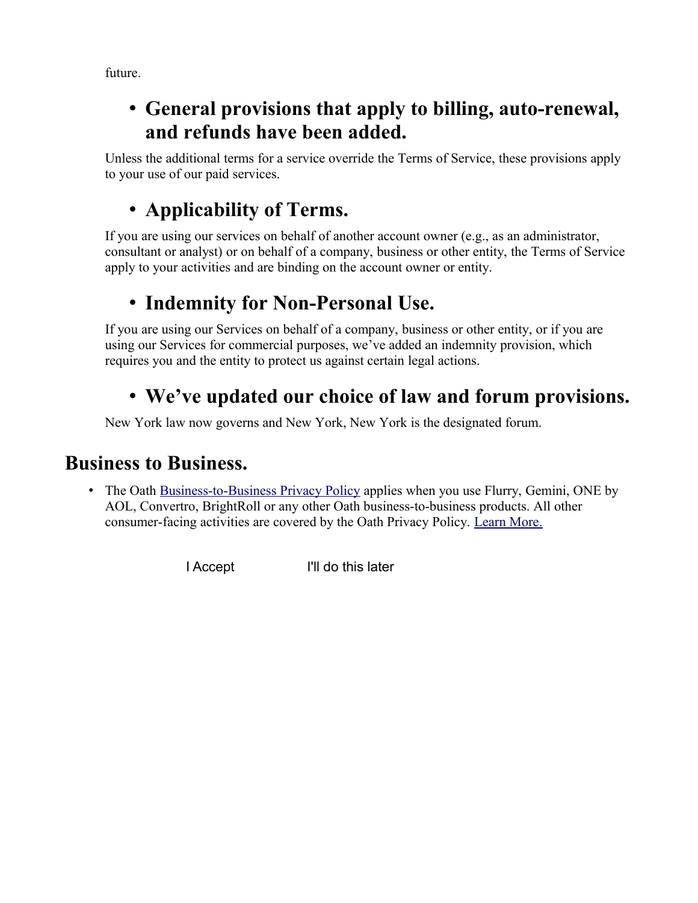future.

- ### General provisions that apply to billing, auto-renewal, and refunds have been added.

Unless the additional terms for a service override the Terms of Service, these provisions apply to your use of our paid services.

- ### Applicability of Terms.

If you are using our services on behalf of another account owner (e.g., as an administrator, consultant or analyst) or on behalf of a company, business or other entity, the Terms of Service apply to your activities and are binding on the account owner or entity.

- ### Indemnity for Non-Personal Use.

If you are using our Services on behalf of a company, business or other entity, or if you are using our Services for commercial purposes, we've added an indemnity provision, which requires you and the entity to protect us against certain legal actions.

- ### We've updated our choice of law and forum provisions.

New York law now governs and New York, New York is the designated forum.

## Business to Business.

- The Oath Business-to-Business Privacy Policy applies when you use Flurry, Gemini, ONE by AOL, Convertro, BrightRoll or any other Oath business-to-business products. All other consumer-facing activities are covered by the Oath Privacy Policy. Learn More.

I Accept I'll do this later